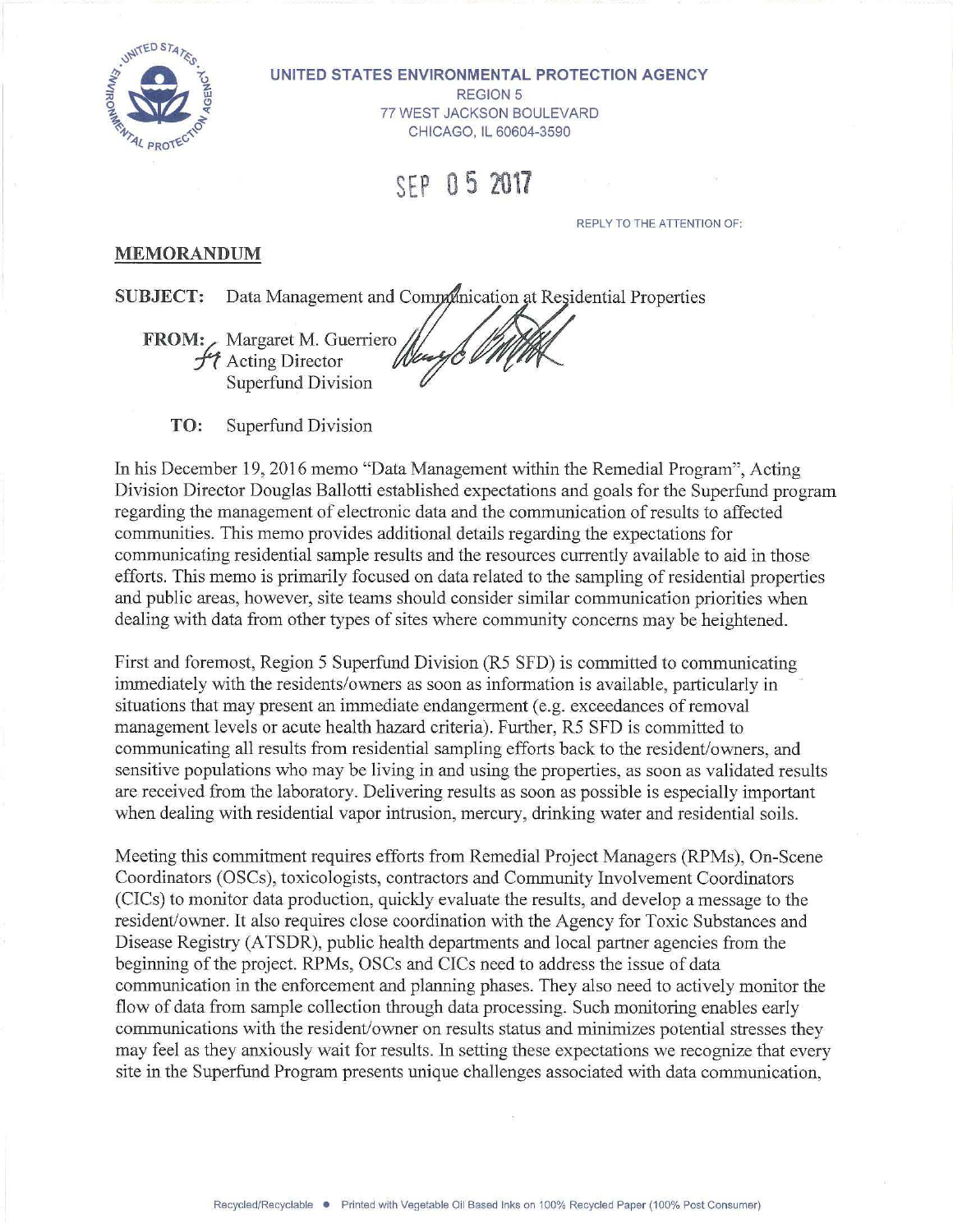UNITED STATES ENVIRONMENTAL PROTECTION AGENCY
REGION 5
77 WEST JACKSON BOULEVARD
CHICAGO, IL 60604-3590

SEP 05 2017

REPLY TO THE ATTENTION OF:

**MEMORANDUM**

**SUBJECT:** Data Management and Communication at Residential Properties

**FROM:** Margaret M. Guerriero
Acting Director
Superfund Division

**TO:** Superfund Division

In his December 19, 2016 memo "Data Management within the Remedial Program", Acting Division Director Douglas Ballotti established expectations and goals for the Superfund program regarding the management of electronic data and the communication of results to affected communities. This memo provides additional details regarding the expectations for communicating residential sample results and the resources currently available to aid in those efforts. This memo is primarily focused on data related to the sampling of residential properties and public areas, however, site teams should consider similar communication priorities when dealing with data from other types of sites where community concerns may be heightened.

First and foremost, Region 5 Superfund Division (R5 SFD) is committed to communicating immediately with the residents/owners as soon as information is available, particularly in situations that may present an immediate endangerment (e.g. exceedances of removal management levels or acute health hazard criteria). Further, R5 SFD is committed to communicating all results from residential sampling efforts back to the resident/owners, and sensitive populations who may be living in and using the properties, as soon as validated results are received from the laboratory. Delivering results as soon as possible is especially important when dealing with residential vapor intrusion, mercury, drinking water and residential soils.

Meeting this commitment requires efforts from Remedial Project Managers (RPMs), On-Scene Coordinators (OSCs), toxicologists, contractors and Community Involvement Coordinators (CICs) to monitor data production, quickly evaluate the results, and develop a message to the resident/owner. It also requires close coordination with the Agency for Toxic Substances and Disease Registry (ATSDR), public health departments and local partner agencies from the beginning of the project. RPMs, OSCs and CICs need to address the issue of data communication in the enforcement and planning phases. They also need to actively monitor the flow of data from sample collection through data processing. Such monitoring enables early communications with the resident/owner on results status and minimizes potential stresses they may feel as they anxiously wait for results. In setting these expectations we recognize that every site in the Superfund Program presents unique challenges associated with data communication,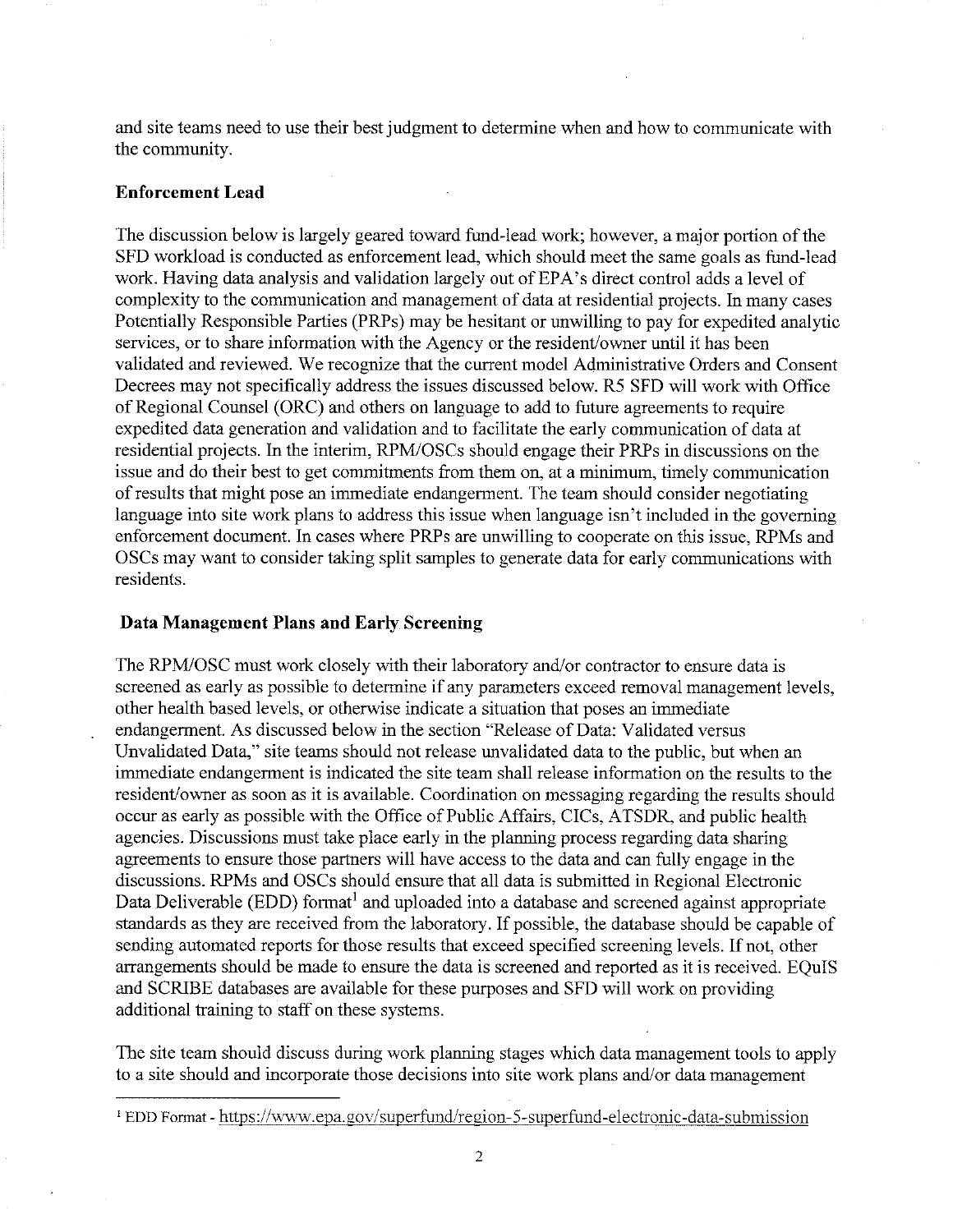and site teams need to use their best judgment to determine when and how to communicate with the community.

## Enforcement Lead

The discussion below is largely geared toward fund-lead work; however, a major portion of the SFD workload is conducted as enforcement lead, which should meet the same goals as fund-lead work. Having data analysis and validation largely out of EPA's direct control adds a level of complexity to the communication and management of data at residential projects. In many cases Potentially Responsible Parties (PRPs) may be hesitant or unwilling to pay for expedited analytic services, or to share information with the Agency or the resident/owner until it has been validated and reviewed. We recognize that the current model Administrative Orders and Consent Decrees may not specifically address the issues discussed below. R5 SFD will work with Office of Regional Counsel (ORC) and others on language to add to future agreements to require expedited data generation and validation and to facilitate the early communication of data at residential projects. In the interim, RPM/OSCs should engage their PRPs in discussions on the issue and do their best to get commitments from them on, at a minimum, timely communication of results that might pose an immediate endangerment. The team should consider negotiating language into site work plans to address this issue when language isn't included in the governing enforcement document. In cases where PRPs are unwilling to cooperate on this issue, RPMs and OSCs may want to consider taking split samples to generate data for early communications with residents.

## Data Management Plans and Early Screening

The RPM/OSC must work closely with their laboratory and/or contractor to ensure data is screened as early as possible to determine if any parameters exceed removal management levels, other health based levels, or otherwise indicate a situation that poses an immediate endangerment. As discussed below in the section "Release of Data: Validated versus Unvalidated Data," site teams should not release unvalidated data to the public, but when an immediate endangerment is indicated the site team shall release information on the results to the resident/owner as soon as it is available. Coordination on messaging regarding the results should occur as early as possible with the Office of Public Affairs, CICs, ATSDR, and public health agencies. Discussions must take place early in the planning process regarding data sharing agreements to ensure those partners will have access to the data and can fully engage in the discussions. RPMs and OSCs should ensure that all data is submitted in Regional Electronic Data Deliverable (EDD) format[1] and uploaded into a database and screened against appropriate standards as they are received from the laboratory. If possible, the database should be capable of sending automated reports for those results that exceed specified screening levels. If not, other arrangements should be made to ensure the data is screened and reported as it is received. EQuIS and SCRIBE databases are available for these purposes and SFD will work on providing additional training to staff on these systems.

The site team should discuss during work planning stages which data management tools to apply to a site should and incorporate those decisions into site work plans and/or data management

---

[1] EDD Format - https://www.epa.gov/superfund/region-5-superfund-electronic-data-submission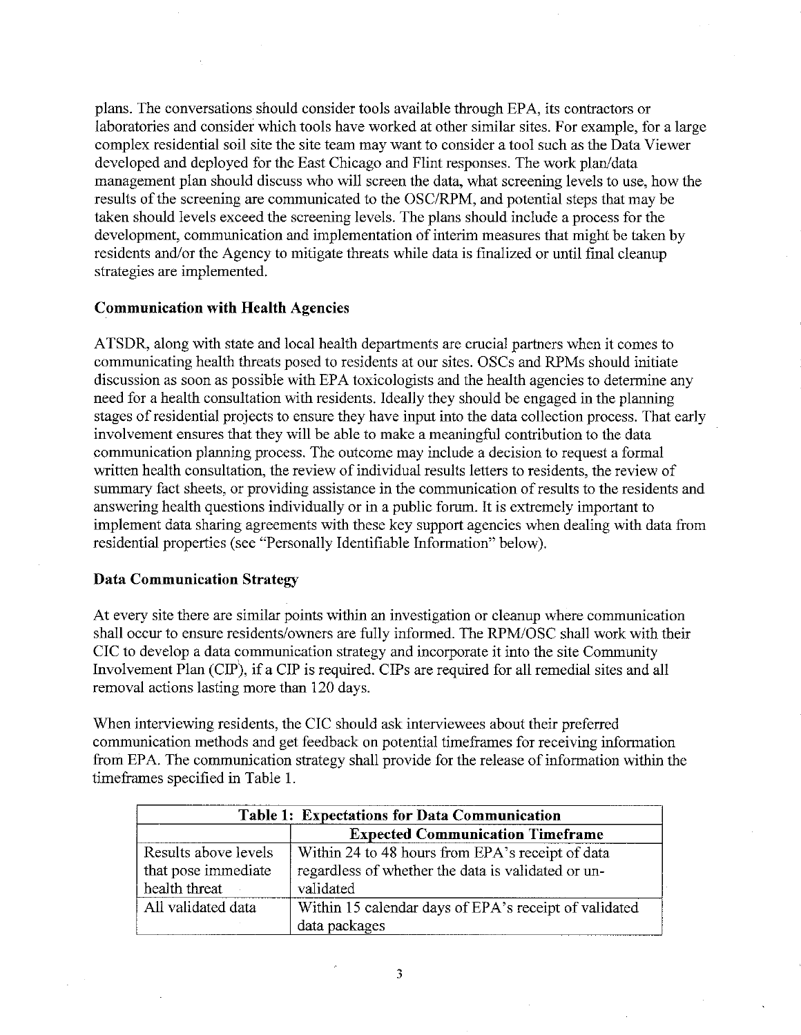plans. The conversations should consider tools available through EPA, its contractors or laboratories and consider which tools have worked at other similar sites. For example, for a large complex residential soil site the site team may want to consider a tool such as the Data Viewer developed and deployed for the East Chicago and Flint responses. The work plan/data management plan should discuss who will screen the data, what screening levels to use, how the results of the screening are communicated to the OSC/RPM, and potential steps that may be taken should levels exceed the screening levels. The plans should include a process for the development, communication and implementation of interim measures that might be taken by residents and/or the Agency to mitigate threats while data is finalized or until final cleanup strategies are implemented.

**Communication with Health Agencies**

ATSDR, along with state and local health departments are crucial partners when it comes to communicating health threats posed to residents at our sites. OSCs and RPMs should initiate discussion as soon as possible with EPA toxicologists and the health agencies to determine any need for a health consultation with residents. Ideally they should be engaged in the planning stages of residential projects to ensure they have input into the data collection process. That early involvement ensures that they will be able to make a meaningful contribution to the data communication planning process. The outcome may include a decision to request a formal written health consultation, the review of individual results letters to residents, the review of summary fact sheets, or providing assistance in the communication of results to the residents and answering health questions individually or in a public forum. It is extremely important to implement data sharing agreements with these key support agencies when dealing with data from residential properties (see "Personally Identifiable Information" below).

**Data Communication Strategy**

At every site there are similar points within an investigation or cleanup where communication shall occur to ensure residents/owners are fully informed. The RPM/OSC shall work with their CIC to develop a data communication strategy and incorporate it into the site Community Involvement Plan (CIP), if a CIP is required. CIPs are required for all remedial sites and all removal actions lasting more than 120 days.

When interviewing residents, the CIC should ask interviewees about their preferred communication methods and get feedback on potential timeframes for receiving information from EPA. The communication strategy shall provide for the release of information within the timeframes specified in Table 1.

| **Table 1: Expectations for Data Communication** | |
|---|---|
| | **Expected Communication Timeframe** |
| Results above levels that pose immediate health threat | Within 24 to 48 hours from EPA's receipt of data regardless of whether the data is validated or un-validated |
| All validated data | Within 15 calendar days of EPA's receipt of validated data packages |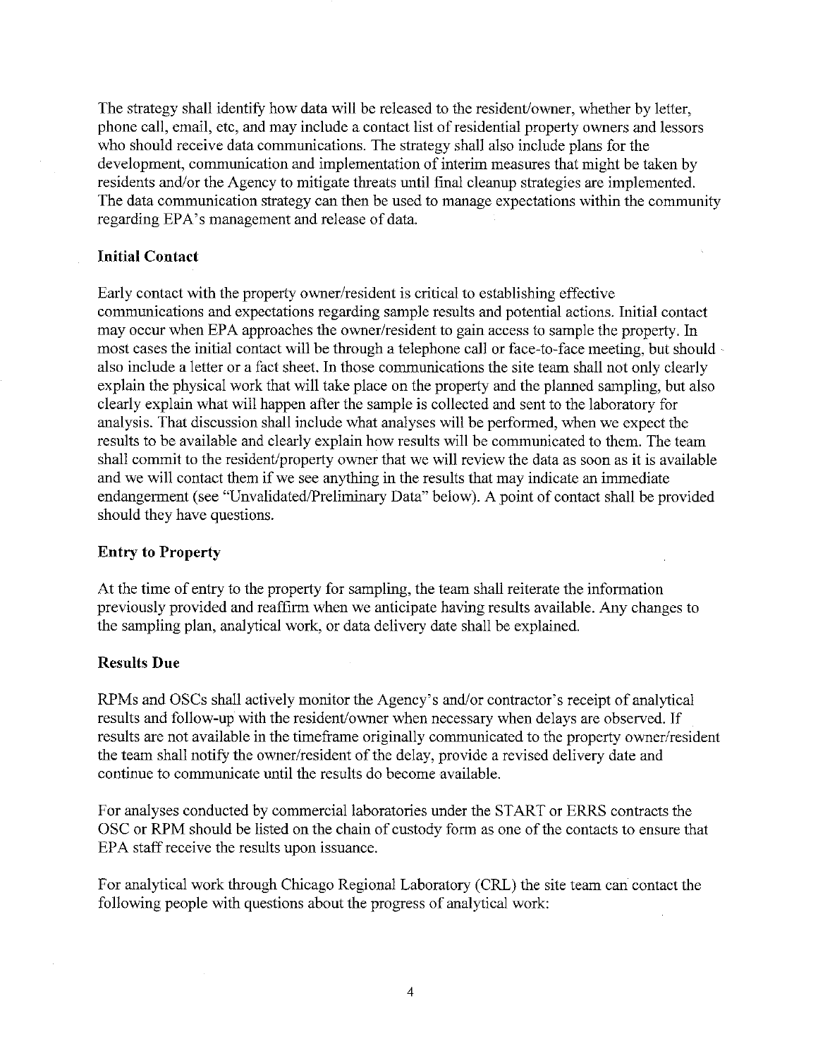The strategy shall identify how data will be released to the resident/owner, whether by letter, phone call, email, etc, and may include a contact list of residential property owners and lessors who should receive data communications. The strategy shall also include plans for the development, communication and implementation of interim measures that might be taken by residents and/or the Agency to mitigate threats until final cleanup strategies are implemented. The data communication strategy can then be used to manage expectations within the community regarding EPA's management and release of data.

**Initial Contact**

Early contact with the property owner/resident is critical to establishing effective communications and expectations regarding sample results and potential actions. Initial contact may occur when EPA approaches the owner/resident to gain access to sample the property. In most cases the initial contact will be through a telephone call or face-to-face meeting, but should also include a letter or a fact sheet. In those communications the site team shall not only clearly explain the physical work that will take place on the property and the planned sampling, but also clearly explain what will happen after the sample is collected and sent to the laboratory for analysis. That discussion shall include what analyses will be performed, when we expect the results to be available and clearly explain how results will be communicated to them. The team shall commit to the resident/property owner that we will review the data as soon as it is available and we will contact them if we see anything in the results that may indicate an immediate endangerment (see "Unvalidated/Preliminary Data" below). A point of contact shall be provided should they have questions.

**Entry to Property**

At the time of entry to the property for sampling, the team shall reiterate the information previously provided and reaffirm when we anticipate having results available. Any changes to the sampling plan, analytical work, or data delivery date shall be explained.

**Results Due**

RPMs and OSCs shall actively monitor the Agency's and/or contractor's receipt of analytical results and follow-up with the resident/owner when necessary when delays are observed. If results are not available in the timeframe originally communicated to the property owner/resident the team shall notify the owner/resident of the delay, provide a revised delivery date and continue to communicate until the results do become available.

For analyses conducted by commercial laboratories under the START or ERRS contracts the OSC or RPM should be listed on the chain of custody form as one of the contacts to ensure that EPA staff receive the results upon issuance.

For analytical work through Chicago Regional Laboratory (CRL) the site team can contact the following people with questions about the progress of analytical work: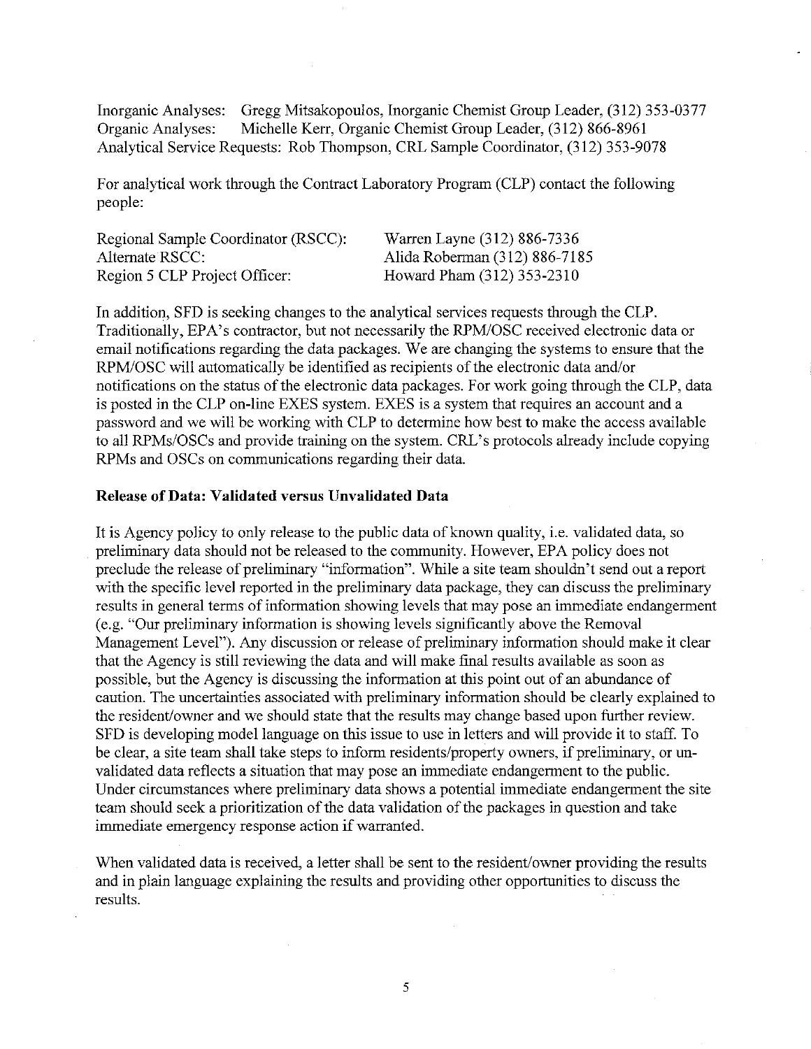Inorganic Analyses: Gregg Mitsakopoulos, Inorganic Chemist Group Leader, (312) 353-0377
Organic Analyses: Michelle Kerr, Organic Chemist Group Leader, (312) 866-8961
Analytical Service Requests: Rob Thompson, CRL Sample Coordinator, (312) 353-9078

For analytical work through the Contract Laboratory Program (CLP) contact the following people:

| | |
|---|---|
| Regional Sample Coordinator (RSCC): | Warren Layne (312) 886-7336 |
| Alternate RSCC: | Alida Roberman (312) 886-7185 |
| Region 5 CLP Project Officer: | Howard Pham (312) 353-2310 |

In addition, SFD is seeking changes to the analytical services requests through the CLP. Traditionally, EPA's contractor, but not necessarily the RPM/OSC received electronic data or email notifications regarding the data packages. We are changing the systems to ensure that the RPM/OSC will automatically be identified as recipients of the electronic data and/or notifications on the status of the electronic data packages. For work going through the CLP, data is posted in the CLP on-line EXES system. EXES is a system that requires an account and a password and we will be working with CLP to determine how best to make the access available to all RPMs/OSCs and provide training on the system. CRL's protocols already include copying RPMs and OSCs on communications regarding their data.

**Release of Data: Validated versus Unvalidated Data**

It is Agency policy to only release to the public data of known quality, i.e. validated data, so preliminary data should not be released to the community. However, EPA policy does not preclude the release of preliminary "information". While a site team shouldn't send out a report with the specific level reported in the preliminary data package, they can discuss the preliminary results in general terms of information showing levels that may pose an immediate endangerment (e.g. "Our preliminary information is showing levels significantly above the Removal Management Level"). Any discussion or release of preliminary information should make it clear that the Agency is still reviewing the data and will make final results available as soon as possible, but the Agency is discussing the information at this point out of an abundance of caution. The uncertainties associated with preliminary information should be clearly explained to the resident/owner and we should state that the results may change based upon further review. SFD is developing model language on this issue to use in letters and will provide it to staff. To be clear, a site team shall take steps to inform residents/property owners, if preliminary, or un-validated data reflects a situation that may pose an immediate endangerment to the public. Under circumstances where preliminary data shows a potential immediate endangerment the site team should seek a prioritization of the data validation of the packages in question and take immediate emergency response action if warranted.

When validated data is received, a letter shall be sent to the resident/owner providing the results and in plain language explaining the results and providing other opportunities to discuss the results.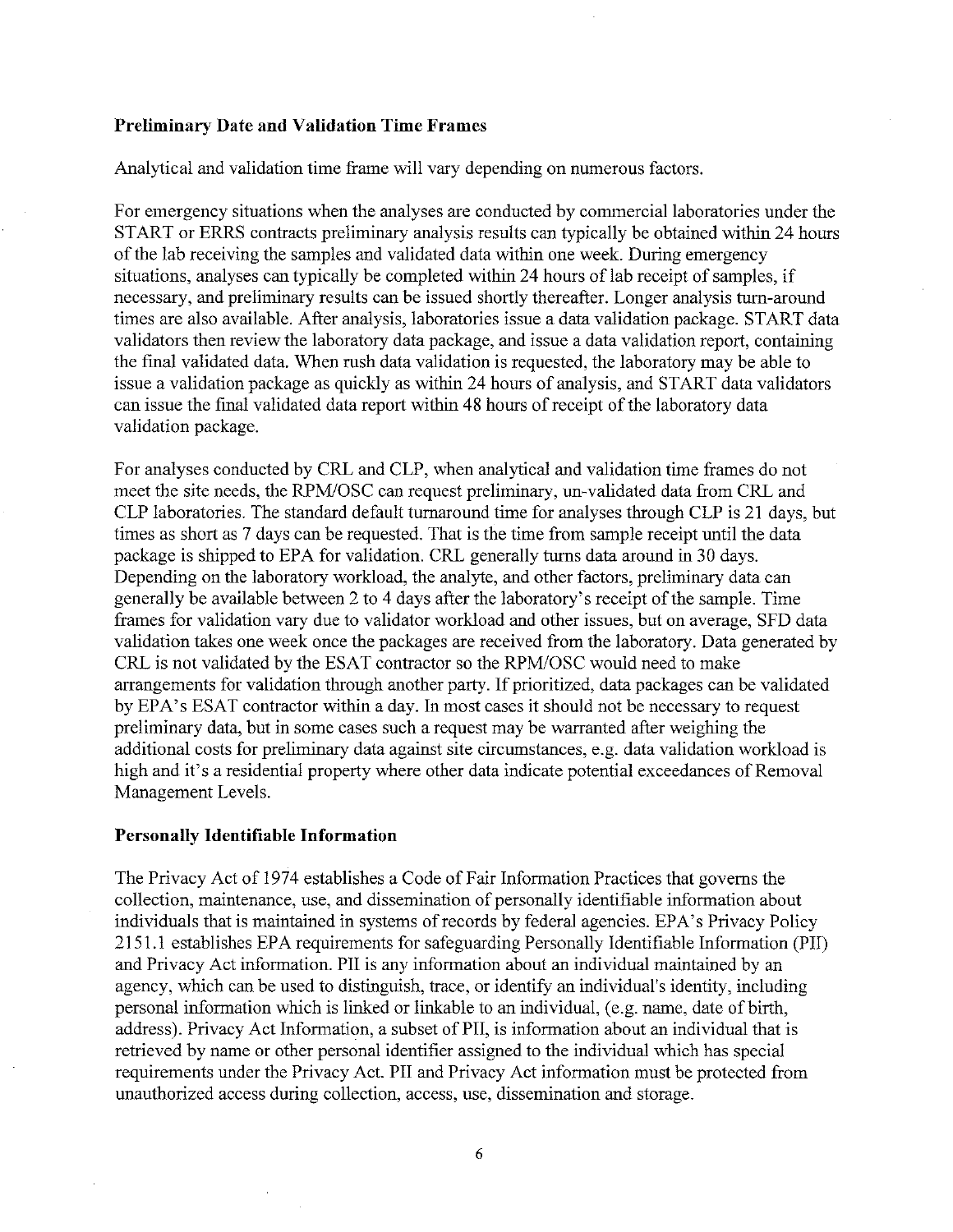**Preliminary Date and Validation Time Frames**

Analytical and validation time frame will vary depending on numerous factors.

For emergency situations when the analyses are conducted by commercial laboratories under the START or ERRS contracts preliminary analysis results can typically be obtained within 24 hours of the lab receiving the samples and validated data within one week. During emergency situations, analyses can typically be completed within 24 hours of lab receipt of samples, if necessary, and preliminary results can be issued shortly thereafter. Longer analysis turn-around times are also available. After analysis, laboratories issue a data validation package. START data validators then review the laboratory data package, and issue a data validation report, containing the final validated data. When rush data validation is requested, the laboratory may be able to issue a validation package as quickly as within 24 hours of analysis, and START data validators can issue the final validated data report within 48 hours of receipt of the laboratory data validation package.

For analyses conducted by CRL and CLP, when analytical and validation time frames do not meet the site needs, the RPM/OSC can request preliminary, un-validated data from CRL and CLP laboratories. The standard default turnaround time for analyses through CLP is 21 days, but times as short as 7 days can be requested. That is the time from sample receipt until the data package is shipped to EPA for validation. CRL generally turns data around in 30 days. Depending on the laboratory workload, the analyte, and other factors, preliminary data can generally be available between 2 to 4 days after the laboratory's receipt of the sample. Time frames for validation vary due to validator workload and other issues, but on average, SFD data validation takes one week once the packages are received from the laboratory. Data generated by CRL is not validated by the ESAT contractor so the RPM/OSC would need to make arrangements for validation through another party. If prioritized, data packages can be validated by EPA's ESAT contractor within a day. In most cases it should not be necessary to request preliminary data, but in some cases such a request may be warranted after weighing the additional costs for preliminary data against site circumstances, e.g. data validation workload is high and it's a residential property where other data indicate potential exceedances of Removal Management Levels.

**Personally Identifiable Information**

The Privacy Act of 1974 establishes a Code of Fair Information Practices that governs the collection, maintenance, use, and dissemination of personally identifiable information about individuals that is maintained in systems of records by federal agencies. EPA's Privacy Policy 2151.1 establishes EPA requirements for safeguarding Personally Identifiable Information (PII) and Privacy Act information. PII is any information about an individual maintained by an agency, which can be used to distinguish, trace, or identify an individual's identity, including personal information which is linked or linkable to an individual, (e.g. name, date of birth, address). Privacy Act Information, a subset of PII, is information about an individual that is retrieved by name or other personal identifier assigned to the individual which has special requirements under the Privacy Act. PII and Privacy Act information must be protected from unauthorized access during collection, access, use, dissemination and storage.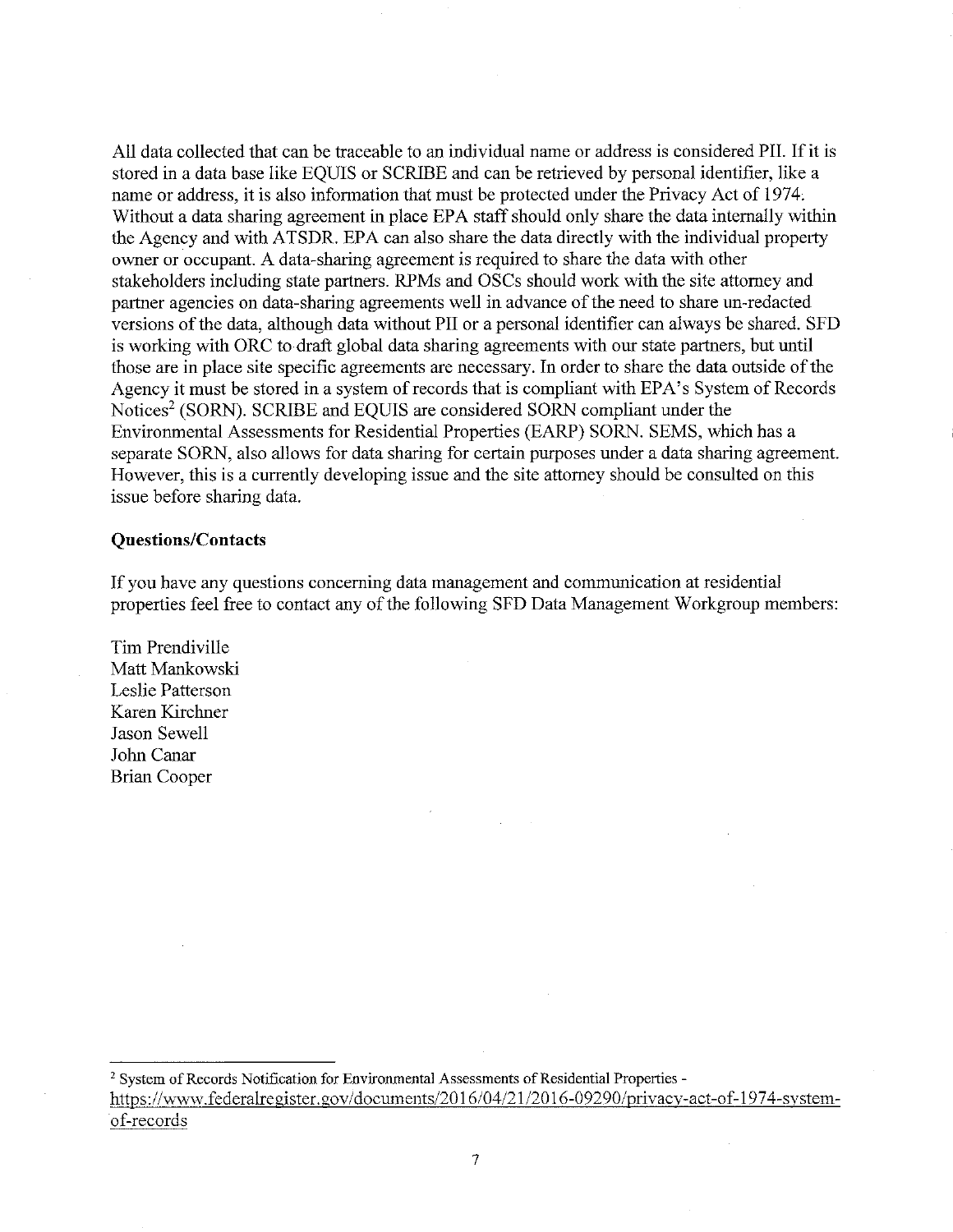All data collected that can be traceable to an individual name or address is considered PII. If it is stored in a data base like EQUIS or SCRIBE and can be retrieved by personal identifier, like a name or address, it is also information that must be protected under the Privacy Act of 1974. Without a data sharing agreement in place EPA staff should only share the data internally within the Agency and with ATSDR. EPA can also share the data directly with the individual property owner or occupant. A data-sharing agreement is required to share the data with other stakeholders including state partners. RPMs and OSCs should work with the site attorney and partner agencies on data-sharing agreements well in advance of the need to share un-redacted versions of the data, although data without PII or a personal identifier can always be shared. SFD is working with ORC to draft global data sharing agreements with our state partners, but until those are in place site specific agreements are necessary. In order to share the data outside of the Agency it must be stored in a system of records that is compliant with EPA's System of Records Notices[2] (SORN). SCRIBE and EQUIS are considered SORN compliant under the Environmental Assessments for Residential Properties (EARP) SORN. SEMS, which has a separate SORN, also allows for data sharing for certain purposes under a data sharing agreement. However, this is a currently developing issue and the site attorney should be consulted on this issue before sharing data.

**Questions/Contacts**

If you have any questions concerning data management and communication at residential properties feel free to contact any of the following SFD Data Management Workgroup members:

Tim Prendiville
Matt Mankowski
Leslie Patterson
Karen Kirchner
Jason Sewell
John Canar
Brian Cooper

---

[2] System of Records Notification for Environmental Assessments of Residential Properties - https://www.federalregister.gov/documents/2016/04/21/2016-09290/privacy-act-of-1974-system-of-records